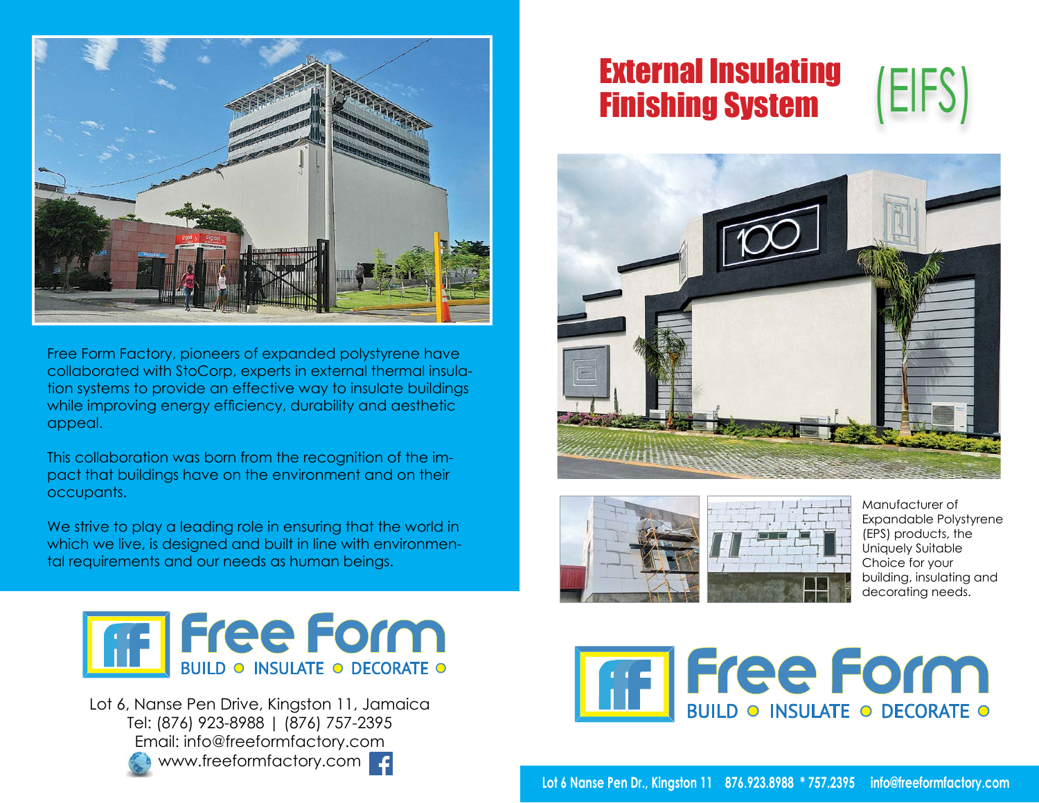Free Form Factory, pioneers of expanded polystyrene have collaborated with StoCorp, experts in external thermal insulation systems to provide an effective way to insulate buildings while improving energy efficiency, durability and aesthetic appeal.

This collaboration was born from the recognition of the impact that buildings have on the environment and on their occupants.

We strive to play a leading role in ensuring that the world in which we live, is designed and built in line with environmental requirements and our needs as human beings.

**Free Form**
BUILD ○ INSULATE ○ DECORATE ○

Lot 6, Nanse Pen Drive, Kingston 11, Jamaica
Tel: (876) 923-8988 | (876) 757-2395
Email: info@freeformfactory.com
www.freeformfactory.com

# External Insulating Finishing System (EIFS)

Manufacturer of Expandable Polystyrene (EPS) products, the Uniquely Suitable Choice for your building, insulating and decorating needs.

**Free Form**
BUILD ○ INSULATE ○ DECORATE ○

Lot 6 Nanse Pen Dr., Kingston 11 876.923.8988 * 757.2395 info@freeformfactory.com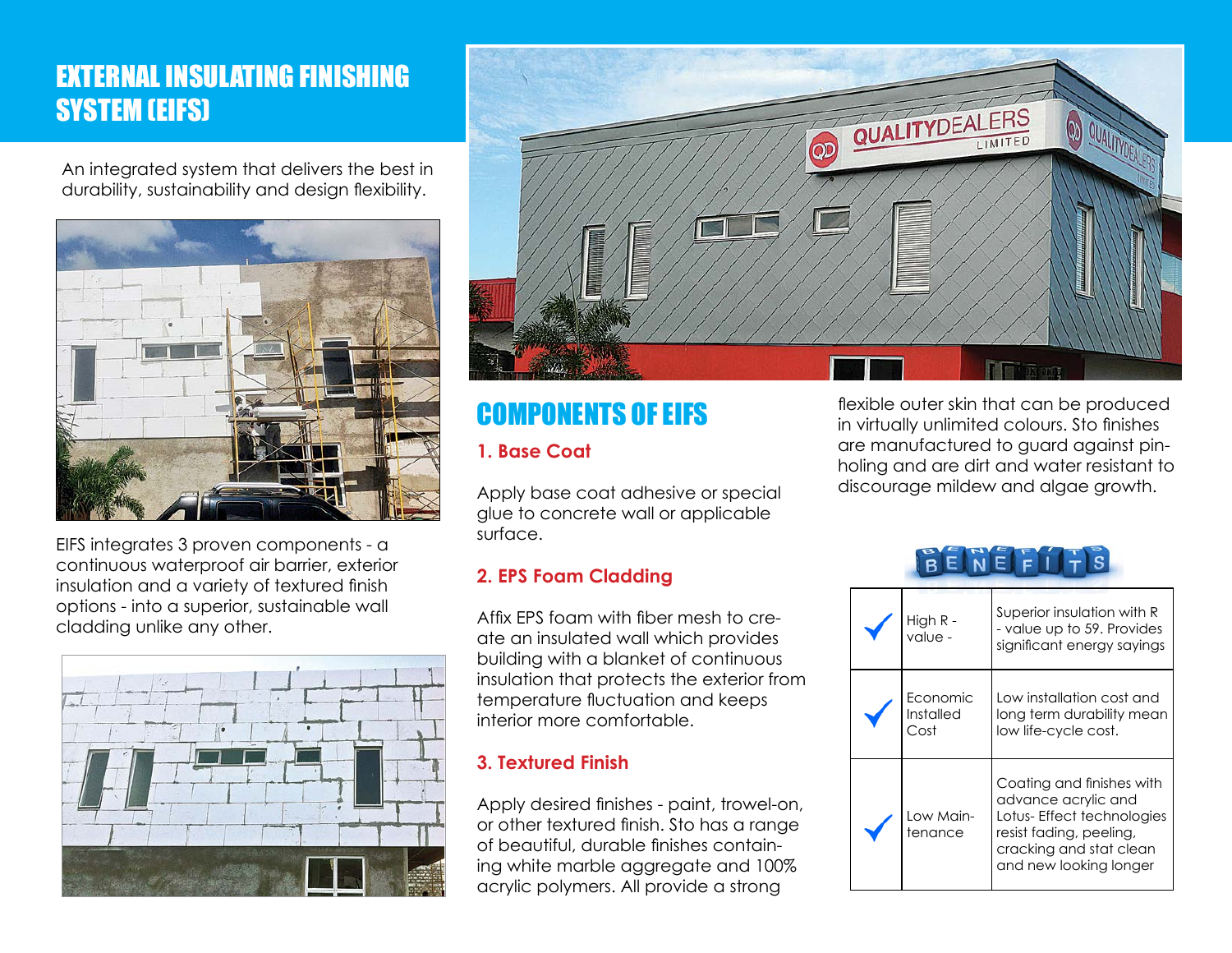# EXTERNAL INSULATING FINISHING SYSTEM (EIFS)

An integrated system that delivers the best in durability, sustainability and design flexibility.

EIFS integrates 3 proven components - a continuous waterproof air barrier, exterior insulation and a variety of textured finish options - into a superior, sustainable wall cladding unlike any other.

## COMPONENTS OF EIFS

### 1. Base Coat

Apply base coat adhesive or special glue to concrete wall or applicable surface.

### 2. EPS Foam Cladding

Affix EPS foam with fiber mesh to create an insulated wall which provides building with a blanket of continuous insulation that protects the exterior from temperature fluctuation and keeps interior more comfortable.

### 3. Textured Finish

Apply desired finishes - paint, trowel-on, or other textured finish. Sto has a range of beautiful, durable finishes containing white marble aggregate and 100% acrylic polymers. All provide a strong flexible outer skin that can be produced in virtually unlimited colours. Sto finishes are manufactured to guard against pinholing and are dirt and water resistant to discourage mildew and algae growth.

BENEFITS

| | | |
|---|---|---|
| ✓ | High R - value - | Superior insulation with R - value up to 59. Provides significant energy sayings |
| ✓ | Economic Installed Cost | Low installation cost and long term durability mean low life-cycle cost. |
| ✓ | Low Maintenance | Coating and finishes with advance acrylic and Lotus- Effect technologies resist fading, peeling, cracking and stat clean and new looking longer |